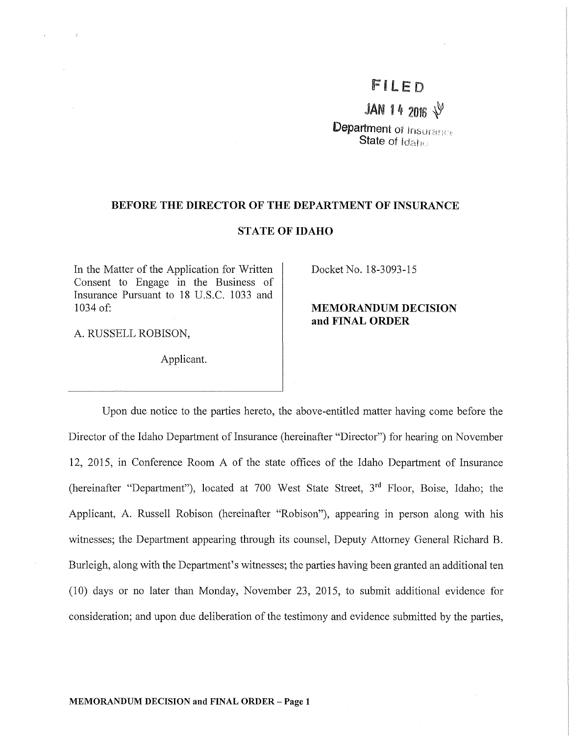**FILED**

**JAN 14 2016**

Department of Insurance
State of Idaho

**BEFORE THE DIRECTOR OF THE DEPARTMENT OF INSURANCE**

**STATE OF IDAHO**

| | |
|---|---|
| In the Matter of the Application for Written Consent to Engage in the Business of Insurance Pursuant to 18 U.S.C. 1033 and 1034 of:<br><br>A. RUSSELL ROBISON,<br><br>Applicant. | Docket No. 18-3093-15<br><br>**MEMORANDUM DECISION and FINAL ORDER** |

Upon due notice to the parties hereto, the above-entitled matter having come before the Director of the Idaho Department of Insurance (hereinafter "Director") for hearing on November 12, 2015, in Conference Room A of the state offices of the Idaho Department of Insurance (hereinafter "Department"), located at 700 West State Street, 3rd Floor, Boise, Idaho; the Applicant, A. Russell Robison (hereinafter "Robison"), appearing in person along with his witnesses; the Department appearing through its counsel, Deputy Attorney General Richard B. Burleigh, along with the Department's witnesses; the parties having been granted an additional ten (10) days or no later than Monday, November 23, 2015, to submit additional evidence for consideration; and upon due deliberation of the testimony and evidence submitted by the parties,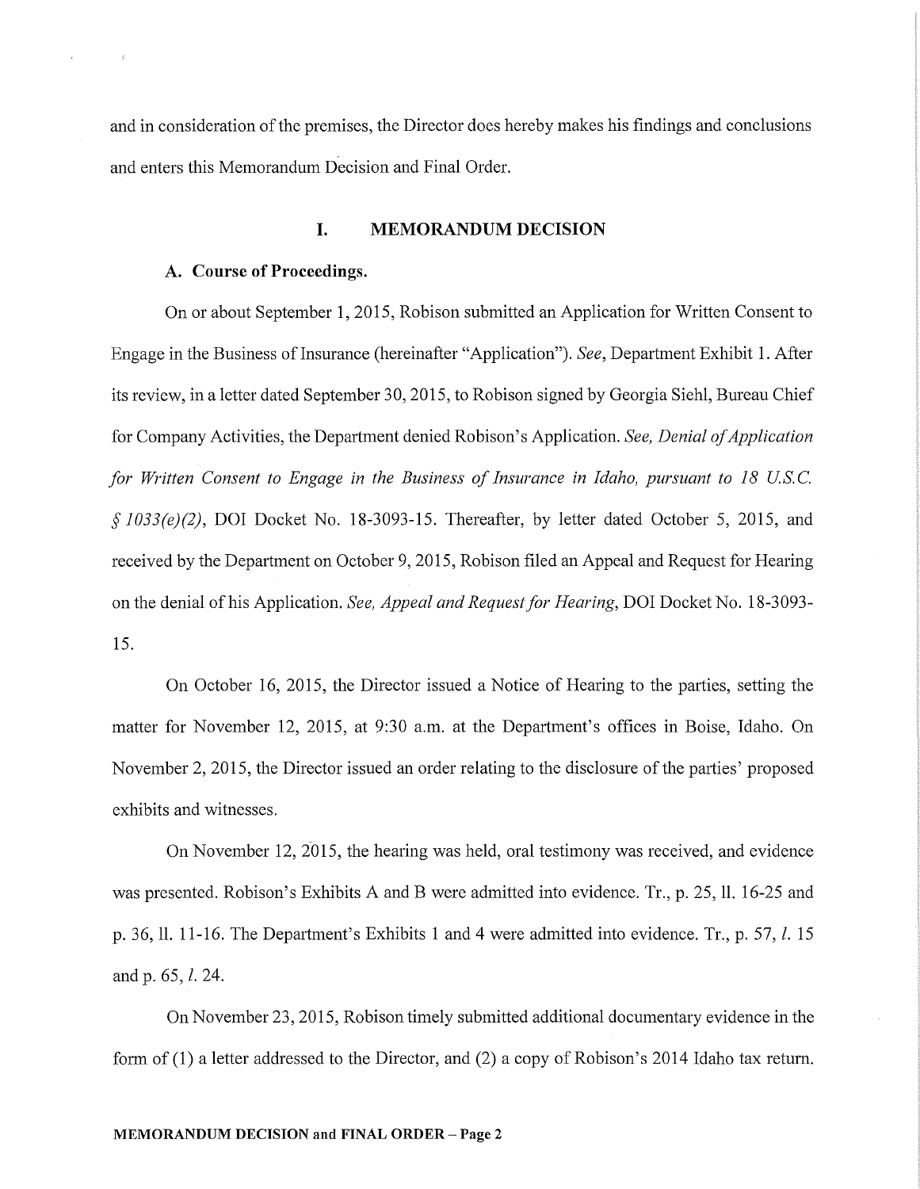and in consideration of the premises, the Director does hereby makes his findings and conclusions and enters this Memorandum Decision and Final Order.

## I. MEMORANDUM DECISION

### A. Course of Proceedings.

On or about September 1, 2015, Robison submitted an Application for Written Consent to Engage in the Business of Insurance (hereinafter "Application"). *See*, Department Exhibit 1. After its review, in a letter dated September 30, 2015, to Robison signed by Georgia Siehl, Bureau Chief for Company Activities, the Department denied Robison's Application. *See, Denial of Application for Written Consent to Engage in the Business of Insurance in Idaho, pursuant to 18 U.S.C. § 1033(e)(2)*, DOI Docket No. 18-3093-15. Thereafter, by letter dated October 5, 2015, and received by the Department on October 9, 2015, Robison filed an Appeal and Request for Hearing on the denial of his Application. *See, Appeal and Request for Hearing*, DOI Docket No. 18-3093-15.

On October 16, 2015, the Director issued a Notice of Hearing to the parties, setting the matter for November 12, 2015, at 9:30 a.m. at the Department's offices in Boise, Idaho. On November 2, 2015, the Director issued an order relating to the disclosure of the parties' proposed exhibits and witnesses.

On November 12, 2015, the hearing was held, oral testimony was received, and evidence was presented. Robison's Exhibits A and B were admitted into evidence. Tr., p. 25, ll. 16-25 and p. 36, ll. 11-16. The Department's Exhibits 1 and 4 were admitted into evidence. Tr., p. 57, *l.* 15 and p. 65, *l.* 24.

On November 23, 2015, Robison timely submitted additional documentary evidence in the form of (1) a letter addressed to the Director, and (2) a copy of Robison's 2014 Idaho tax return.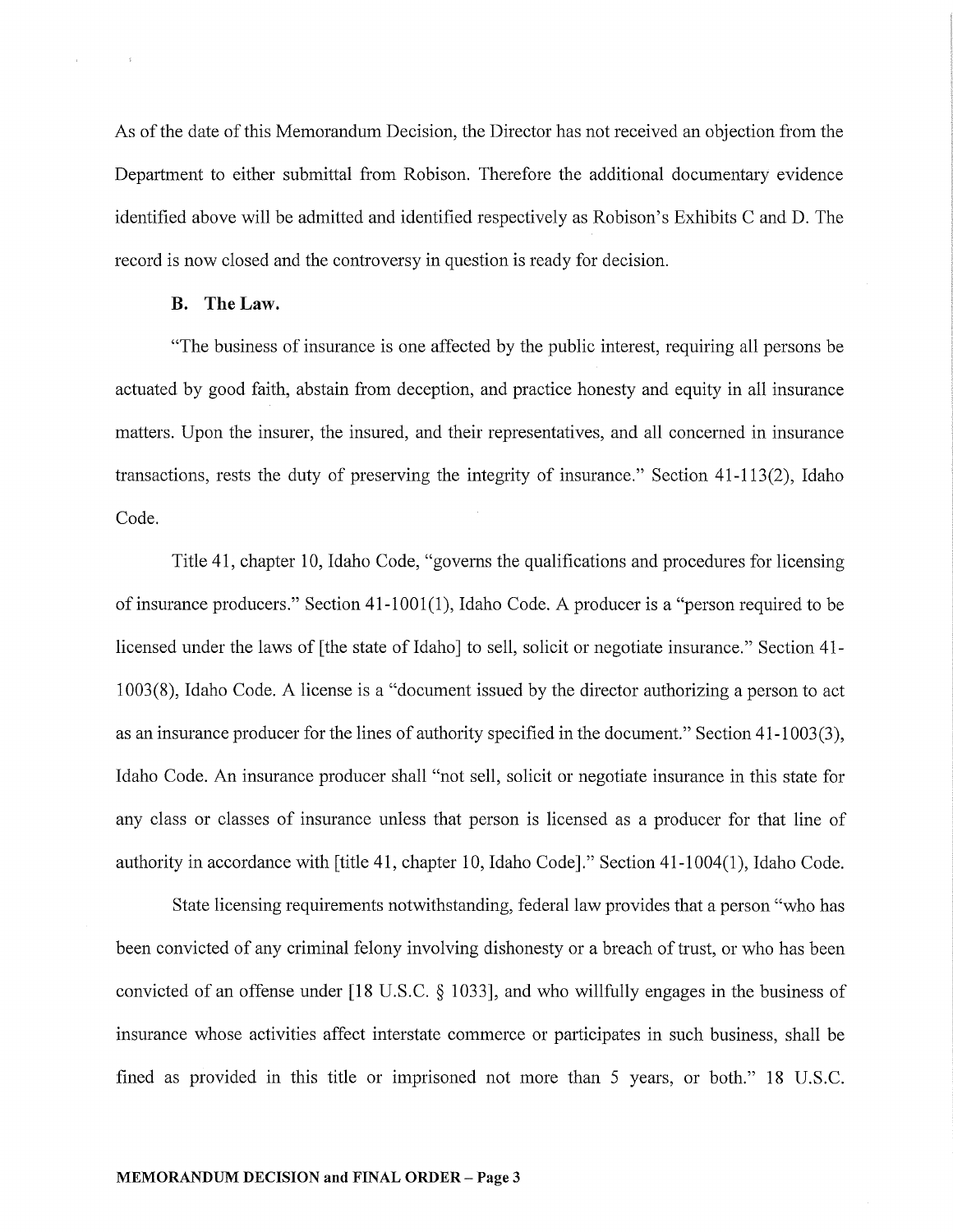As of the date of this Memorandum Decision, the Director has not received an objection from the Department to either submittal from Robison. Therefore the additional documentary evidence identified above will be admitted and identified respectively as Robison's Exhibits C and D. The record is now closed and the controversy in question is ready for decision.

### B. The Law.

"The business of insurance is one affected by the public interest, requiring all persons be actuated by good faith, abstain from deception, and practice honesty and equity in all insurance matters. Upon the insurer, the insured, and their representatives, and all concerned in insurance transactions, rests the duty of preserving the integrity of insurance." Section 41-113(2), Idaho Code.

Title 41, chapter 10, Idaho Code, "governs the qualifications and procedures for licensing of insurance producers." Section 41-1001(1), Idaho Code. A producer is a "person required to be licensed under the laws of [the state of Idaho] to sell, solicit or negotiate insurance." Section 41-1003(8), Idaho Code. A license is a "document issued by the director authorizing a person to act as an insurance producer for the lines of authority specified in the document." Section 41-1003(3), Idaho Code. An insurance producer shall "not sell, solicit or negotiate insurance in this state for any class or classes of insurance unless that person is licensed as a producer for that line of authority in accordance with [title 41, chapter 10, Idaho Code]." Section 41-1004(1), Idaho Code.

State licensing requirements notwithstanding, federal law provides that a person "who has been convicted of any criminal felony involving dishonesty or a breach of trust, or who has been convicted of an offense under [18 U.S.C. § 1033], and who willfully engages in the business of insurance whose activities affect interstate commerce or participates in such business, shall be fined as provided in this title or imprisoned not more than 5 years, or both." 18 U.S.C.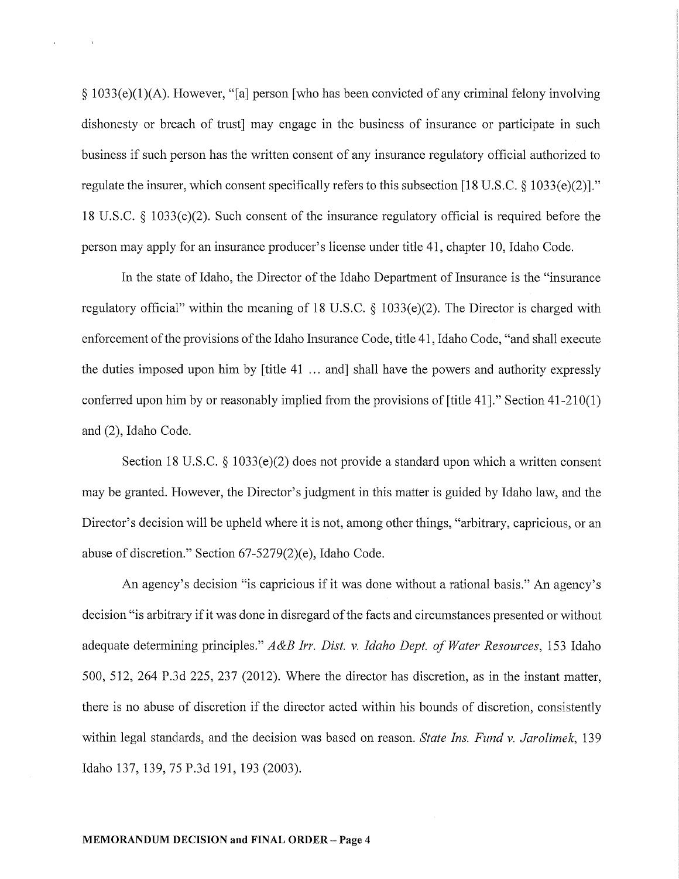§ 1033(e)(1)(A). However, "[a] person [who has been convicted of any criminal felony involving dishonesty or breach of trust] may engage in the business of insurance or participate in such business if such person has the written consent of any insurance regulatory official authorized to regulate the insurer, which consent specifically refers to this subsection [18 U.S.C. § 1033(e)(2)]." 18 U.S.C. § 1033(e)(2). Such consent of the insurance regulatory official is required before the person may apply for an insurance producer's license under title 41, chapter 10, Idaho Code.

In the state of Idaho, the Director of the Idaho Department of Insurance is the "insurance regulatory official" within the meaning of 18 U.S.C. § 1033(e)(2). The Director is charged with enforcement of the provisions of the Idaho Insurance Code, title 41, Idaho Code, "and shall execute the duties imposed upon him by [title 41 ... and] shall have the powers and authority expressly conferred upon him by or reasonably implied from the provisions of [title 41]." Section 41-210(1) and (2), Idaho Code.

Section 18 U.S.C. § 1033(e)(2) does not provide a standard upon which a written consent may be granted. However, the Director's judgment in this matter is guided by Idaho law, and the Director's decision will be upheld where it is not, among other things, "arbitrary, capricious, or an abuse of discretion." Section 67-5279(2)(e), Idaho Code.

An agency's decision "is capricious if it was done without a rational basis." An agency's decision "is arbitrary if it was done in disregard of the facts and circumstances presented or without adequate determining principles." *A&B Irr. Dist. v. Idaho Dept. of Water Resources*, 153 Idaho 500, 512, 264 P.3d 225, 237 (2012). Where the director has discretion, as in the instant matter, there is no abuse of discretion if the director acted within his bounds of discretion, consistently within legal standards, and the decision was based on reason. *State Ins. Fund v. Jarolimek*, 139 Idaho 137, 139, 75 P.3d 191, 193 (2003).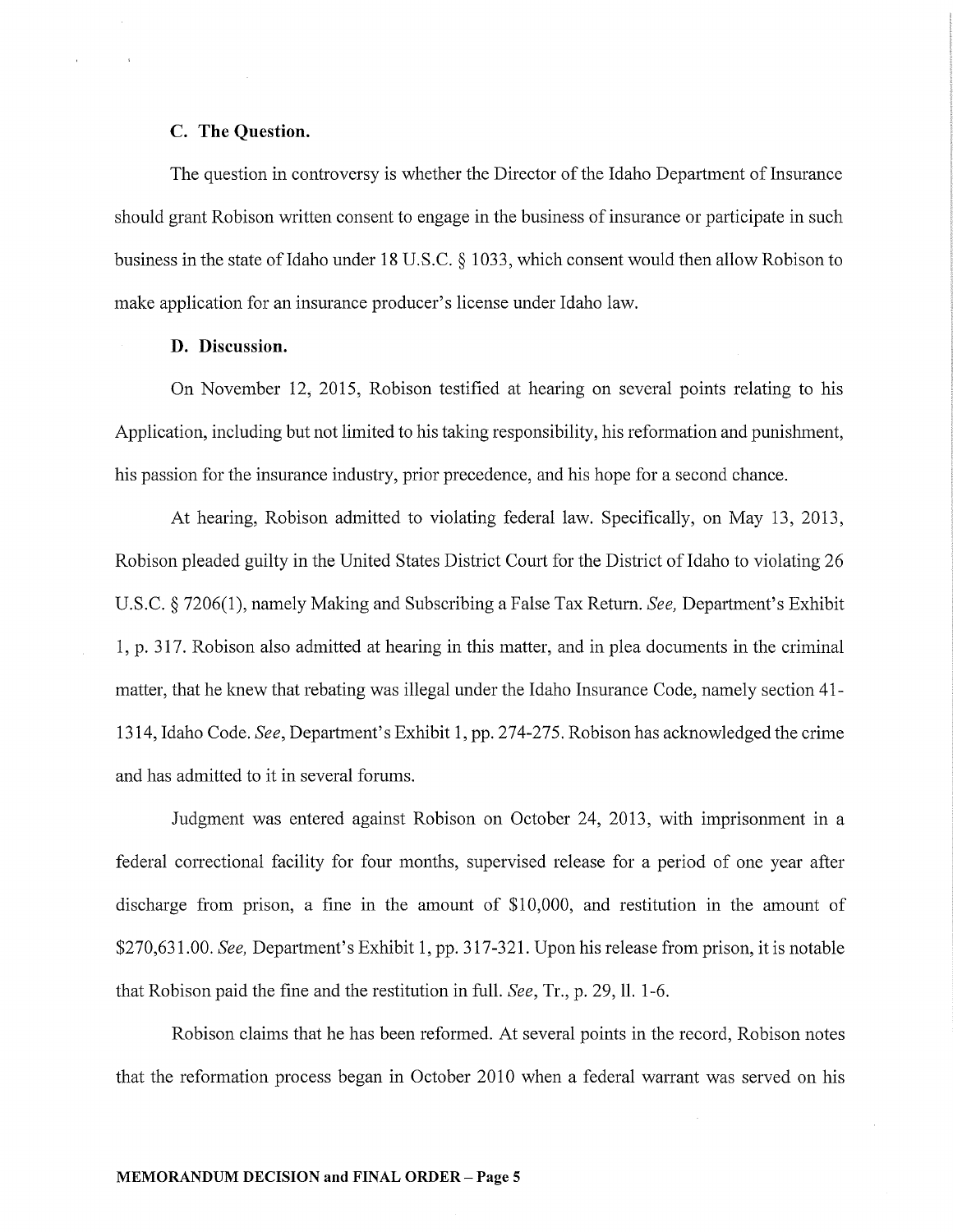### C. The Question.

The question in controversy is whether the Director of the Idaho Department of Insurance should grant Robison written consent to engage in the business of insurance or participate in such business in the state of Idaho under 18 U.S.C. § 1033, which consent would then allow Robison to make application for an insurance producer's license under Idaho law.

### D. Discussion.

On November 12, 2015, Robison testified at hearing on several points relating to his Application, including but not limited to his taking responsibility, his reformation and punishment, his passion for the insurance industry, prior precedence, and his hope for a second chance.

At hearing, Robison admitted to violating federal law. Specifically, on May 13, 2013, Robison pleaded guilty in the United States District Court for the District of Idaho to violating 26 U.S.C. § 7206(1), namely Making and Subscribing a False Tax Return. *See,* Department's Exhibit 1, p. 317. Robison also admitted at hearing in this matter, and in plea documents in the criminal matter, that he knew that rebating was illegal under the Idaho Insurance Code, namely section 41-1314, Idaho Code. *See*, Department's Exhibit 1, pp. 274-275. Robison has acknowledged the crime and has admitted to it in several forums.

Judgment was entered against Robison on October 24, 2013, with imprisonment in a federal correctional facility for four months, supervised release for a period of one year after discharge from prison, a fine in the amount of $10,000, and restitution in the amount of $270,631.00. *See,* Department's Exhibit 1, pp. 317-321. Upon his release from prison, it is notable that Robison paid the fine and the restitution in full. *See*, Tr., p. 29, ll. 1-6.

Robison claims that he has been reformed. At several points in the record, Robison notes that the reformation process began in October 2010 when a federal warrant was served on his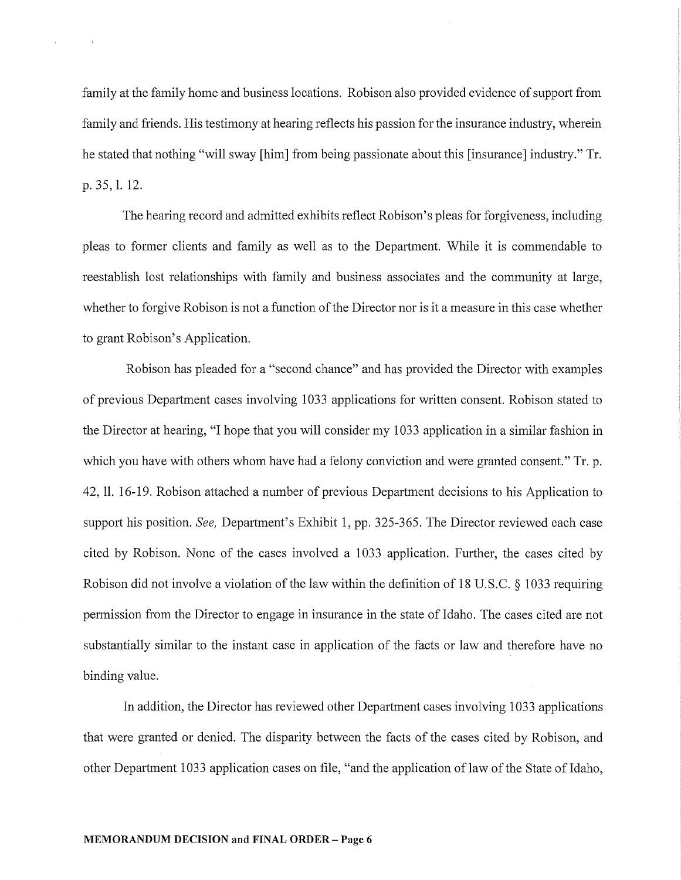family at the family home and business locations. Robison also provided evidence of support from family and friends. His testimony at hearing reflects his passion for the insurance industry, wherein he stated that nothing "will sway [him] from being passionate about this [insurance] industry." Tr. p. 35, l. 12.

The hearing record and admitted exhibits reflect Robison's pleas for forgiveness, including pleas to former clients and family as well as to the Department. While it is commendable to reestablish lost relationships with family and business associates and the community at large, whether to forgive Robison is not a function of the Director nor is it a measure in this case whether to grant Robison's Application.

Robison has pleaded for a "second chance" and has provided the Director with examples of previous Department cases involving 1033 applications for written consent. Robison stated to the Director at hearing, "I hope that you will consider my 1033 application in a similar fashion in which you have with others whom have had a felony conviction and were granted consent." Tr. p. 42, ll. 16-19. Robison attached a number of previous Department decisions to his Application to support his position. *See,* Department's Exhibit 1, pp. 325-365. The Director reviewed each case cited by Robison. None of the cases involved a 1033 application. Further, the cases cited by Robison did not involve a violation of the law within the definition of 18 U.S.C. § 1033 requiring permission from the Director to engage in insurance in the state of Idaho. The cases cited are not substantially similar to the instant case in application of the facts or law and therefore have no binding value.

In addition, the Director has reviewed other Department cases involving 1033 applications that were granted or denied. The disparity between the facts of the cases cited by Robison, and other Department 1033 application cases on file, "and the application of law of the State of Idaho,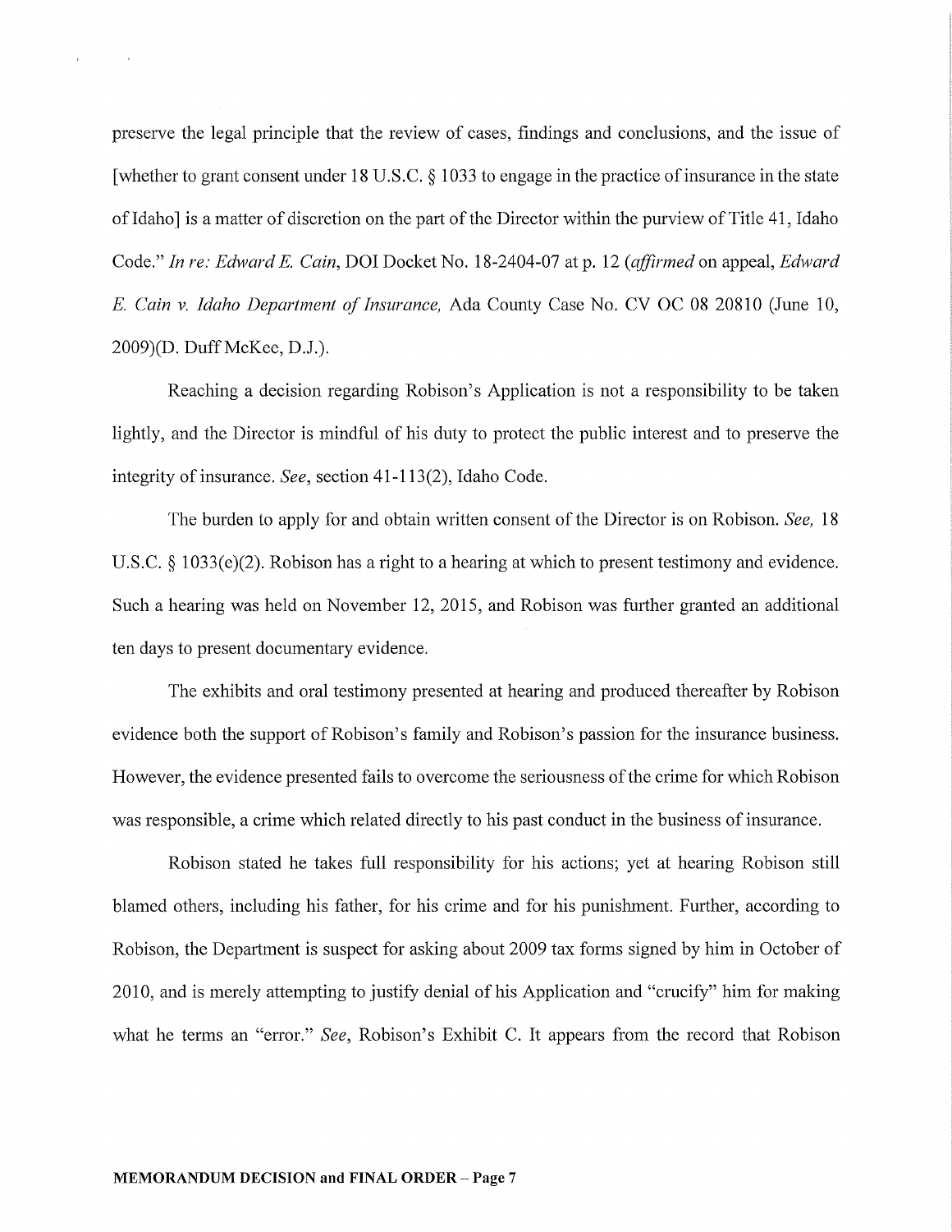preserve the legal principle that the review of cases, findings and conclusions, and the issue of [whether to grant consent under 18 U.S.C. § 1033 to engage in the practice of insurance in the state of Idaho] is a matter of discretion on the part of the Director within the purview of Title 41, Idaho Code." *In re: Edward E. Cain*, DOI Docket No. 18-2404-07 at p. 12 (*affirmed* on appeal, *Edward E. Cain v. Idaho Department of Insurance,* Ada County Case No. CV OC 08 20810 (June 10, 2009)(D. Duff McKee, D.J.).

Reaching a decision regarding Robison's Application is not a responsibility to be taken lightly, and the Director is mindful of his duty to protect the public interest and to preserve the integrity of insurance. *See*, section 41-113(2), Idaho Code.

The burden to apply for and obtain written consent of the Director is on Robison. *See,* 18 U.S.C. § 1033(e)(2). Robison has a right to a hearing at which to present testimony and evidence. Such a hearing was held on November 12, 2015, and Robison was further granted an additional ten days to present documentary evidence.

The exhibits and oral testimony presented at hearing and produced thereafter by Robison evidence both the support of Robison's family and Robison's passion for the insurance business. However, the evidence presented fails to overcome the seriousness of the crime for which Robison was responsible, a crime which related directly to his past conduct in the business of insurance.

Robison stated he takes full responsibility for his actions; yet at hearing Robison still blamed others, including his father, for his crime and for his punishment. Further, according to Robison, the Department is suspect for asking about 2009 tax forms signed by him in October of 2010, and is merely attempting to justify denial of his Application and "crucify" him for making what he terms an "error." *See*, Robison's Exhibit C. It appears from the record that Robison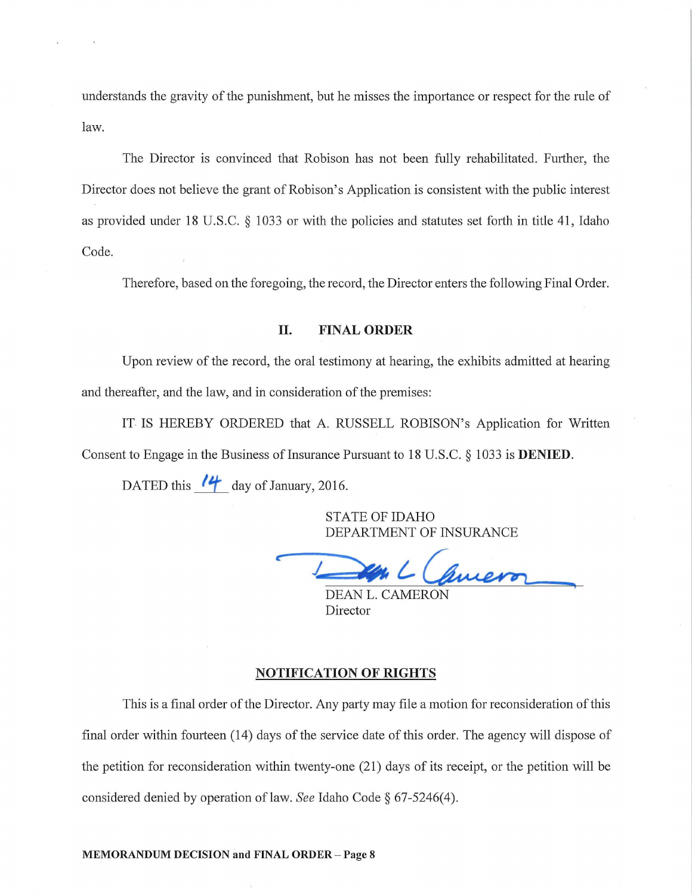understands the gravity of the punishment, but he misses the importance or respect for the rule of law.

The Director is convinced that Robison has not been fully rehabilitated. Further, the Director does not believe the grant of Robison's Application is consistent with the public interest as provided under 18 U.S.C. § 1033 or with the policies and statutes set forth in title 41, Idaho Code.

Therefore, based on the foregoing, the record, the Director enters the following Final Order.

## II. FINAL ORDER

Upon review of the record, the oral testimony at hearing, the exhibits admitted at hearing and thereafter, and the law, and in consideration of the premises:

IT IS HEREBY ORDERED that A. RUSSELL ROBISON's Application for Written Consent to Engage in the Business of Insurance Pursuant to 18 U.S.C. § 1033 is **DENIED**.

DATED this 14 day of January, 2016.

STATE OF IDAHO
DEPARTMENT OF INSURANCE

DEAN L. CAMERON
Director

## NOTIFICATION OF RIGHTS

This is a final order of the Director. Any party may file a motion for reconsideration of this final order within fourteen (14) days of the service date of this order. The agency will dispose of the petition for reconsideration within twenty-one (21) days of its receipt, or the petition will be considered denied by operation of law. *See* Idaho Code § 67-5246(4).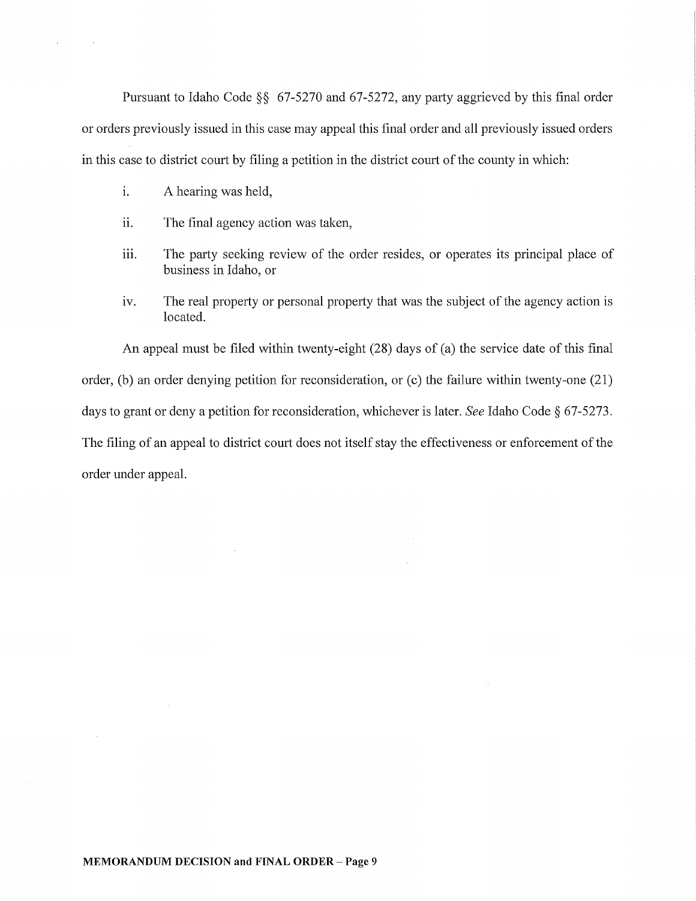Pursuant to Idaho Code §§ 67-5270 and 67-5272, any party aggrieved by this final order or orders previously issued in this case may appeal this final order and all previously issued orders in this case to district court by filing a petition in the district court of the county in which:

i. A hearing was held,

ii. The final agency action was taken,

iii. The party seeking review of the order resides, or operates its principal place of business in Idaho, or

iv. The real property or personal property that was the subject of the agency action is located.

An appeal must be filed within twenty-eight (28) days of (a) the service date of this final order, (b) an order denying petition for reconsideration, or (c) the failure within twenty-one (21) days to grant or deny a petition for reconsideration, whichever is later. *See* Idaho Code § 67-5273. The filing of an appeal to district court does not itself stay the effectiveness or enforcement of the order under appeal.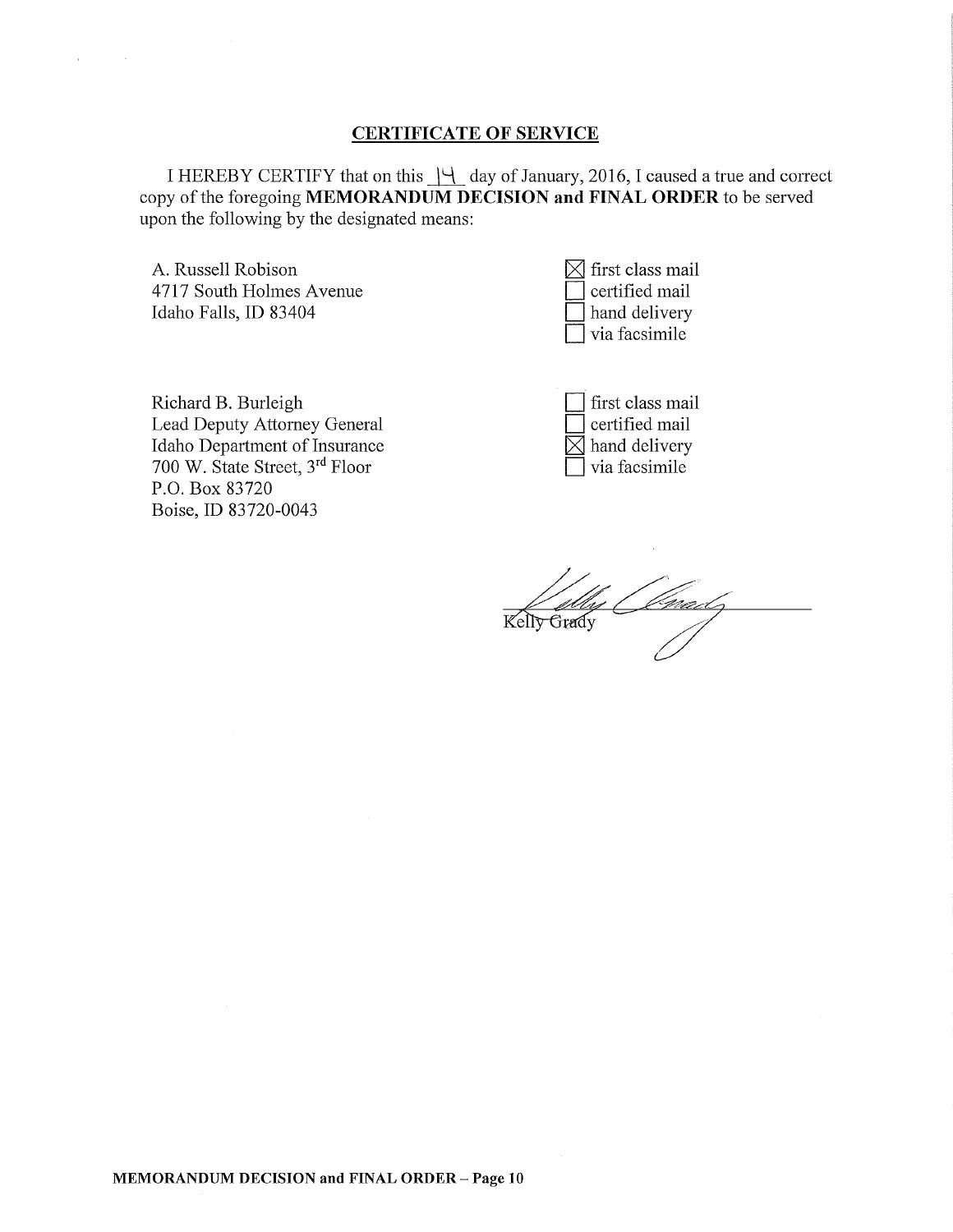## CERTIFICATE OF SERVICE

I HEREBY CERTIFY that on this 14 day of January, 2016, I caused a true and correct copy of the foregoing **MEMORANDUM DECISION and FINAL ORDER** to be served upon the following by the designated means:

A. Russell Robison
4717 South Holmes Avenue
Idaho Falls, ID 83404

- [x] first class mail
- [ ] certified mail
- [ ] hand delivery
- [ ] via facsimile

Richard B. Burleigh
Lead Deputy Attorney General
Idaho Department of Insurance
700 W. State Street, 3rd Floor
P.O. Box 83720
Boise, ID 83720-0043

- [ ] first class mail
- [ ] certified mail
- [x] hand delivery
- [ ] via facsimile

Kelly Grady